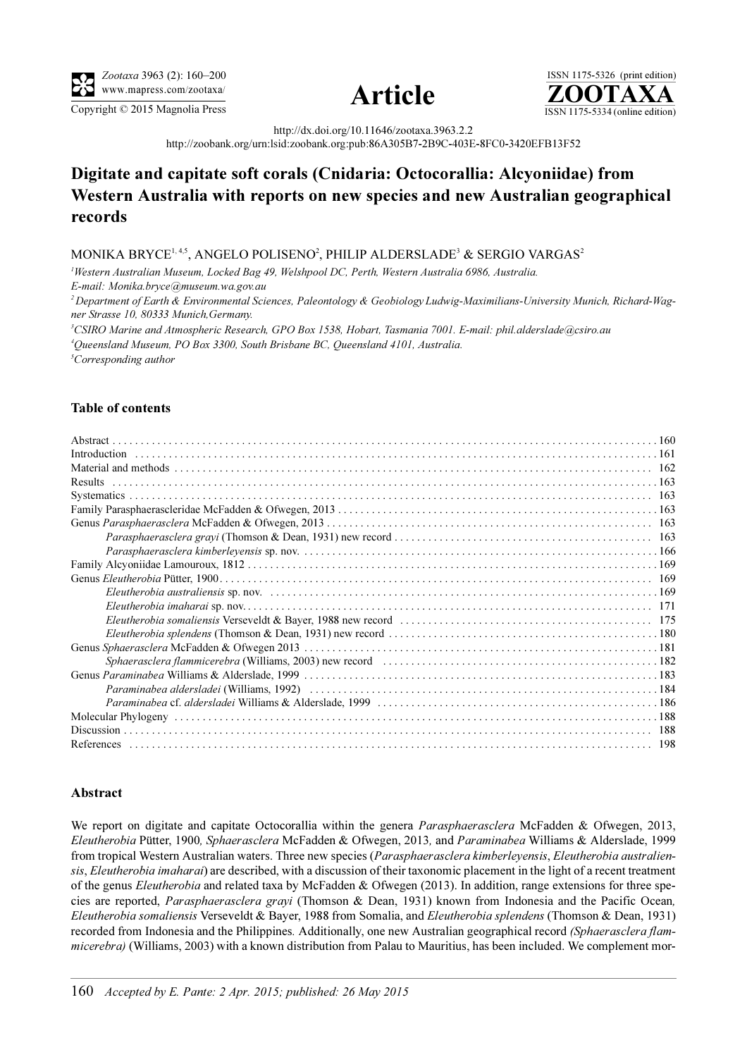Zootaxa 3963 (2): 160–200
www.mapress.com/zootaxa/
Copyright © 2015 Magnolia Press

**Article**

ISSN 1175-5326 (print edition)
**ZOOTAXA**
ISSN 1175-5334 (online edition)

http://dx.doi.org/10.11646/zootaxa.3963.2.2
http://zoobank.org/urn:lsid:zoobank.org:pub:86A305B7-2B9C-403E-8FC0-3420EFB13F52

# Digitate and capitate soft corals (Cnidaria: Octocorallia: Alcyoniidae) from Western Australia with reports on new species and new Australian geographical records

MONIKA BRYCE[1,4,5], ANGELO POLISENO[2], PHILIP ALDERSLADE[3] & SERGIO VARGAS[2]

[1] *Western Australian Museum, Locked Bag 49, Welshpool DC, Perth, Western Australia 6986, Australia. E-mail: Monika.bryce@museum.wa.gov.au*

[2] *Department of Earth & Environmental Sciences, Paleontology & Geobiology Ludwig-Maximilians-University Munich, Richard-Wagner Strasse 10, 80333 Munich,Germany.*

[3] *CSIRO Marine and Atmospheric Research, GPO Box 1538, Hobart, Tasmania 7001. E-mail: phil.alderslade@csiro.au*

[4] *Queensland Museum, PO Box 3300, South Brisbane BC, Queensland 4101, Australia.*

[5] *Corresponding author*

## Table of contents

| | |
|---|---|
| Abstract | 160 |
| Introduction | 161 |
| Material and methods | 162 |
| Results | 163 |
| Systematics | 163 |
| Family Parasphaerascleridae McFadden & Ofwegen, 2013 | 163 |
| Genus *Parasphaerasclera* McFadden & Ofwegen, 2013 | 163 |
| *Parasphaerasclera grayi* (Thomson & Dean, 1931) new record | 163 |
| *Parasphaerasclera kimberleyensis* sp. nov. | 166 |
| Family Alcyoniidae Lamouroux, 1812 | 169 |
| Genus *Eleutherobia* Pütter, 1900 | 169 |
| *Eleutherobia australiensis* sp. nov. | 169 |
| *Eleutherobia imaharai* sp. nov. | 171 |
| *Eleutherobia somaliensis* Verseveldt & Bayer, 1988 new record | 175 |
| *Eleutherobia splendens* (Thomson & Dean, 1931) new record | 180 |
| Genus *Sphaerasclera* McFadden & Ofwegen 2013 | 181 |
| *Sphaerasclera flammicerebra* (Williams, 2003) new record | 182 |
| Genus *Paraminabea* Williams & Alderslade, 1999 | 183 |
| *Paraminabea aldersladei* (Williams, 1992) | 184 |
| *Paraminabea* cf. *aldersladei* Williams & Alderslade, 1999 | 186 |
| Molecular Phylogeny | 188 |
| Discussion | 188 |
| References | 198 |

## Abstract

We report on digitate and capitate Octocorallia within the genera *Parasphaerasclera* McFadden & Ofwegen, 2013, *Eleutherobia* Pütter, 1900*, Sphaerasclera* McFadden & Ofwegen, 2013*,* and *Paraminabea* Williams & Alderslade, 1999 from tropical Western Australian waters. Three new species (*Parasphaerasclera kimberleyensis*, *Eleutherobia australiensis*, *Eleutherobia imaharai*) are described, with a discussion of their taxonomic placement in the light of a recent treatment of the genus *Eleutherobia* and related taxa by McFadden & Ofwegen (2013). In addition, range extensions for three species are reported, *Parasphaerasclera grayi* (Thomson & Dean, 1931) known from Indonesia and the Pacific Ocean*, Eleutherobia somaliensis* Verseveldt & Bayer, 1988 from Somalia, and *Eleutherobia splendens* (Thomson & Dean, 1931) recorded from Indonesia and the Philippines. Additionally, one new Australian geographical record *(Sphaerasclera flammicerebra)* (Williams, 2003) with a known distribution from Palau to Mauritius, has been included. We complement mor-

*Accepted by E. Pante: 2 Apr. 2015; published: 26 May 2015*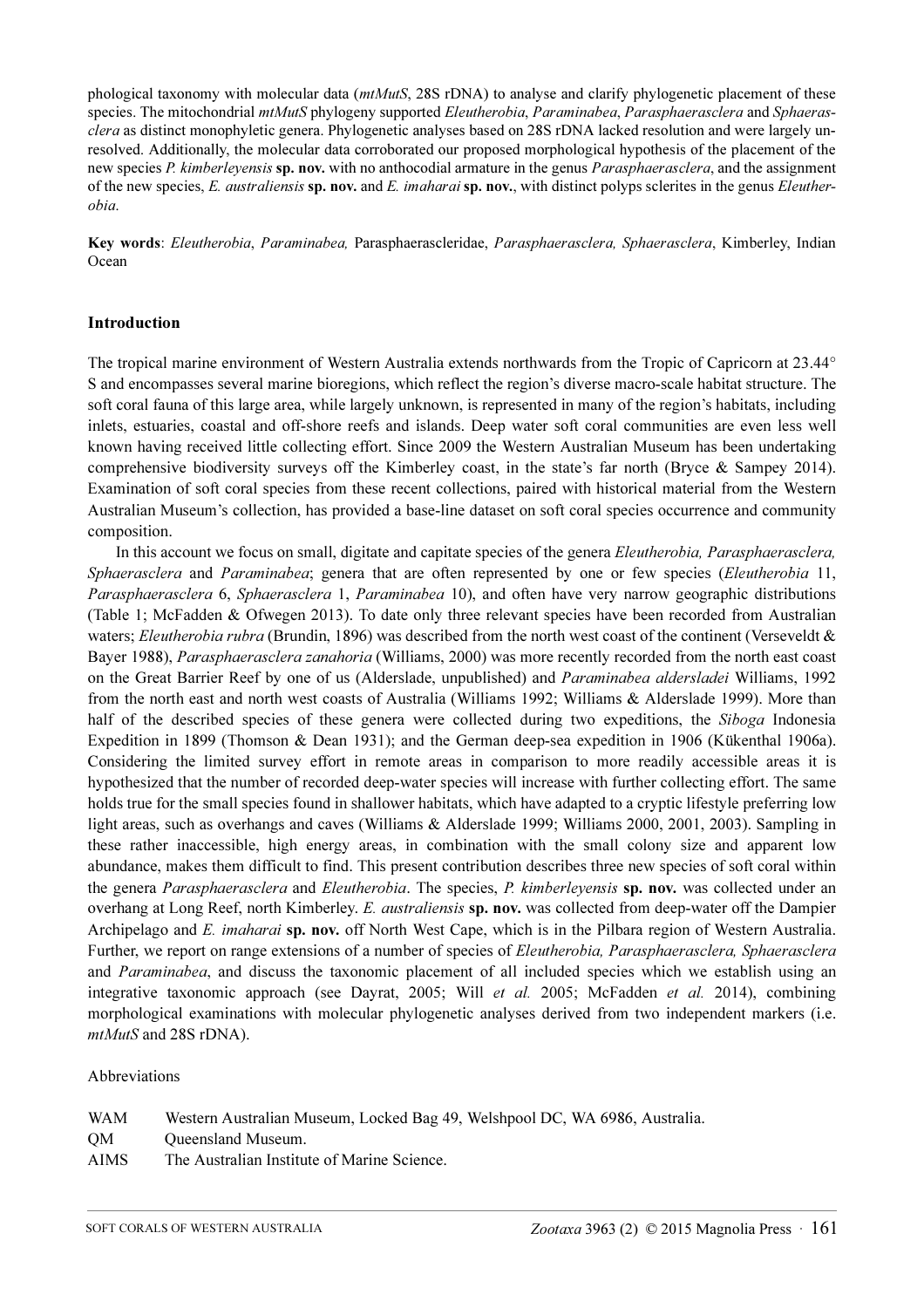phological taxonomy with molecular data (*mtMutS*, 28S rDNA) to analyse and clarify phylogenetic placement of these species. The mitochondrial *mtMutS* phylogeny supported *Eleutherobia*, *Paraminabea*, *Parasphaerasclera* and *Sphaerasclera* as distinct monophyletic genera. Phylogenetic analyses based on 28S rDNA lacked resolution and were largely unresolved. Additionally, the molecular data corroborated our proposed morphological hypothesis of the placement of the new species *P. kimberleyensis* **sp. nov.** with no anthocodial armature in the genus *Parasphaerasclera*, and the assignment of the new species, *E. australiensis* **sp. nov.** and *E. imaharai* **sp. nov.**, with distinct polyps sclerites in the genus *Eleutherobia*.

**Key words**: *Eleutherobia*, *Paraminabea,* Parasphaerascleridae, *Parasphaerasclera, Sphaerasclera*, Kimberley, Indian Ocean

## Introduction

The tropical marine environment of Western Australia extends northwards from the Tropic of Capricorn at 23.44° S and encompasses several marine bioregions, which reflect the region's diverse macro-scale habitat structure. The soft coral fauna of this large area, while largely unknown, is represented in many of the region's habitats, including inlets, estuaries, coastal and off-shore reefs and islands. Deep water soft coral communities are even less well known having received little collecting effort. Since 2009 the Western Australian Museum has been undertaking comprehensive biodiversity surveys off the Kimberley coast, in the state's far north (Bryce & Sampey 2014). Examination of soft coral species from these recent collections, paired with historical material from the Western Australian Museum's collection, has provided a base-line dataset on soft coral species occurrence and community composition.

In this account we focus on small, digitate and capitate species of the genera *Eleutherobia, Parasphaerasclera, Sphaerasclera* and *Paraminabea*; genera that are often represented by one or few species (*Eleutherobia* 11, *Parasphaerasclera* 6, *Sphaerasclera* 1, *Paraminabea* 10), and often have very narrow geographic distributions (Table 1; McFadden & Ofwegen 2013). To date only three relevant species have been recorded from Australian waters; *Eleutherobia rubra* (Brundin, 1896) was described from the north west coast of the continent (Verseveldt & Bayer 1988), *Parasphaerasclera zanahoria* (Williams, 2000) was more recently recorded from the north east coast on the Great Barrier Reef by one of us (Alderslade, unpublished) and *Paraminabea aldersladei* Williams, 1992 from the north east and north west coasts of Australia (Williams 1992; Williams & Alderslade 1999). More than half of the described species of these genera were collected during two expeditions, the *Siboga* Indonesia Expedition in 1899 (Thomson & Dean 1931); and the German deep-sea expedition in 1906 (Kükenthal 1906a). Considering the limited survey effort in remote areas in comparison to more readily accessible areas it is hypothesized that the number of recorded deep-water species will increase with further collecting effort. The same holds true for the small species found in shallower habitats, which have adapted to a cryptic lifestyle preferring low light areas, such as overhangs and caves (Williams & Alderslade 1999; Williams 2000, 2001, 2003). Sampling in these rather inaccessible, high energy areas, in combination with the small colony size and apparent low abundance, makes them difficult to find. This present contribution describes three new species of soft coral within the genera *Parasphaerasclera* and *Eleutherobia*. The species, *P. kimberleyensis* **sp. nov.** was collected under an overhang at Long Reef, north Kimberley. *E. australiensis* **sp. nov.** was collected from deep-water off the Dampier Archipelago and *E. imaharai* **sp. nov.** off North West Cape, which is in the Pilbara region of Western Australia. Further, we report on range extensions of a number of species of *Eleutherobia, Parasphaerasclera, Sphaerasclera* and *Paraminabea*, and discuss the taxonomic placement of all included species which we establish using an integrative taxonomic approach (see Dayrat, 2005; Will *et al.* 2005; McFadden *et al.* 2014), combining morphological examinations with molecular phylogenetic analyses derived from two independent markers (i.e. *mtMutS* and 28S rDNA).

Abbreviations

| | |
|---|---|
| WAM | Western Australian Museum, Locked Bag 49, Welshpool DC, WA 6986, Australia. |
| QM | Queensland Museum. |
| AIMS | The Australian Institute of Marine Science. |